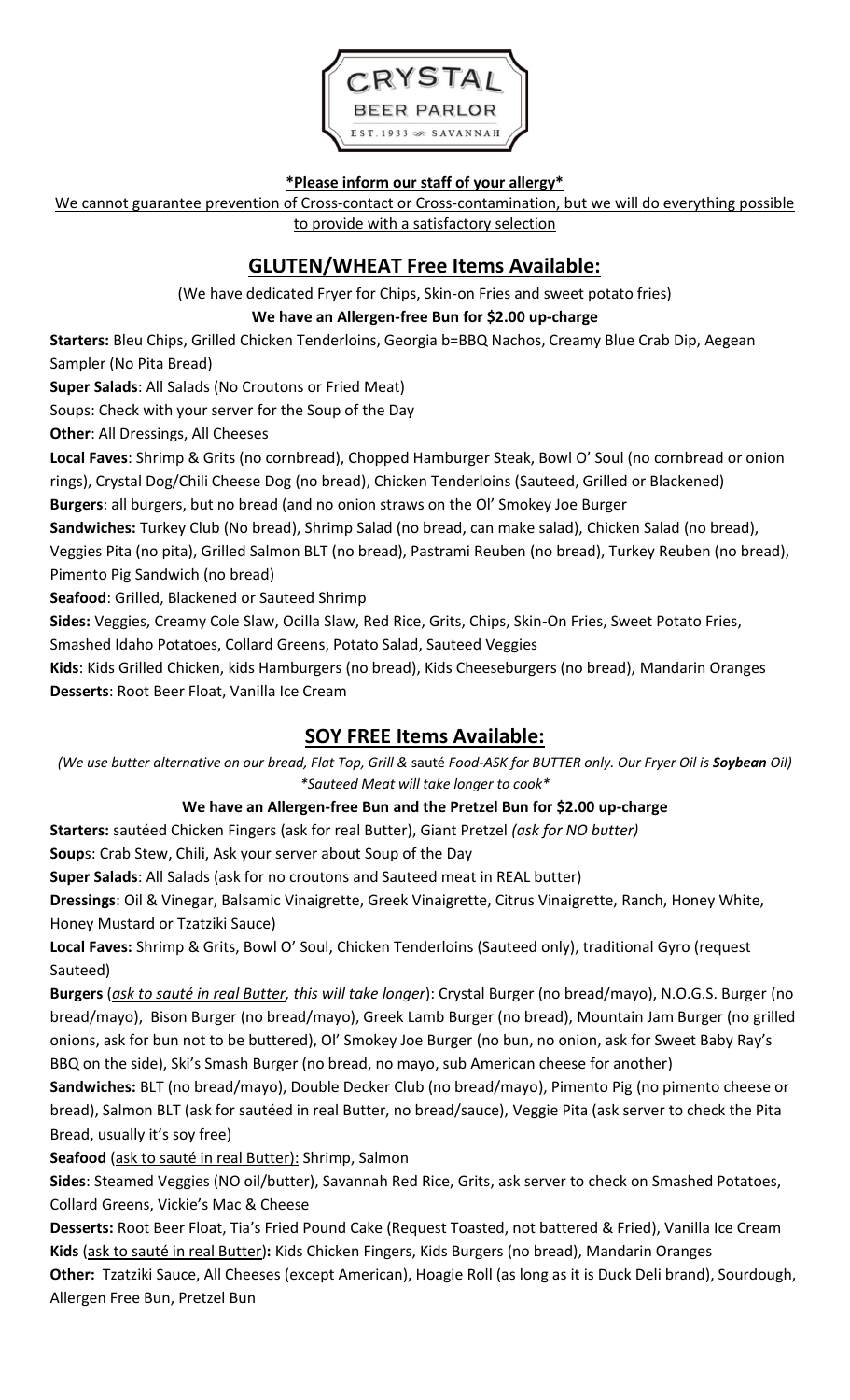CRYSTAL BEER PARLOR EST. 1933 SAVANNAH

**\*Please inform our staff of your allergy\***

We cannot guarantee prevention of Cross-contact or Cross-contamination, but we will do everything possible to provide with a satisfactory selection

## GLUTEN/WHEAT Free Items Available:

(We have dedicated Fryer for Chips, Skin-on Fries and sweet potato fries)

**We have an Allergen-free Bun for $2.00 up-charge**

**Starters:** Bleu Chips, Grilled Chicken Tenderloins, Georgia b=BBQ Nachos, Creamy Blue Crab Dip, Aegean Sampler (No Pita Bread)

**Super Salads**: All Salads (No Croutons or Fried Meat)

Soups: Check with your server for the Soup of the Day

**Other**: All Dressings, All Cheeses

**Local Faves**: Shrimp & Grits (no cornbread), Chopped Hamburger Steak, Bowl O' Soul (no cornbread or onion rings), Crystal Dog/Chili Cheese Dog (no bread), Chicken Tenderloins (Sauteed, Grilled or Blackened)

**Burgers**: all burgers, but no bread (and no onion straws on the Ol' Smokey Joe Burger

**Sandwiches:** Turkey Club (No bread), Shrimp Salad (no bread, can make salad), Chicken Salad (no bread), Veggies Pita (no pita), Grilled Salmon BLT (no bread), Pastrami Reuben (no bread), Turkey Reuben (no bread), Pimento Pig Sandwich (no bread)

**Seafood**: Grilled, Blackened or Sauteed Shrimp

**Sides:** Veggies, Creamy Cole Slaw, Ocilla Slaw, Red Rice, Grits, Chips, Skin-On Fries, Sweet Potato Fries, Smashed Idaho Potatoes, Collard Greens, Potato Salad, Sauteed Veggies

**Kids**: Kids Grilled Chicken, kids Hamburgers (no bread), Kids Cheeseburgers (no bread), Mandarin Oranges

**Desserts**: Root Beer Float, Vanilla Ice Cream

## SOY FREE Items Available:

*(We use butter alternative on our bread, Flat Top, Grill &* sauté *Food-ASK for BUTTER only. Our Fryer Oil is **Soybean** Oil)*
*\*Sauteed Meat will take longer to cook\**

**We have an Allergen-free Bun and the Pretzel Bun for $2.00 up-charge**

**Starters:** sautéed Chicken Fingers (ask for real Butter), Giant Pretzel *(ask for NO butter)*

**Soup**s: Crab Stew, Chili, Ask your server about Soup of the Day

**Super Salads**: All Salads (ask for no croutons and Sauteed meat in REAL butter)

**Dressings**: Oil & Vinegar, Balsamic Vinaigrette, Greek Vinaigrette, Citrus Vinaigrette, Ranch, Honey White, Honey Mustard or Tzatziki Sauce)

**Local Faves:** Shrimp & Grits, Bowl O' Soul, Chicken Tenderloins (Sauteed only), traditional Gyro (request Sauteed)

**Burgers** (*ask to sauté in real Butter, this will take longer*): Crystal Burger (no bread/mayo), N.O.G.S. Burger (no bread/mayo), Bison Burger (no bread/mayo), Greek Lamb Burger (no bread), Mountain Jam Burger (no grilled onions, ask for bun not to be buttered), Ol' Smokey Joe Burger (no bun, no onion, ask for Sweet Baby Ray's BBQ on the side), Ski's Smash Burger (no bread, no mayo, sub American cheese for another)

**Sandwiches:** BLT (no bread/mayo), Double Decker Club (no bread/mayo), Pimento Pig (no pimento cheese or bread), Salmon BLT (ask for sautéed in real Butter, no bread/sauce), Veggie Pita (ask server to check the Pita Bread, usually it's soy free)

**Seafood** (ask to sauté in real Butter): Shrimp, Salmon

**Sides**: Steamed Veggies (NO oil/butter), Savannah Red Rice, Grits, ask server to check on Smashed Potatoes, Collard Greens, Vickie's Mac & Cheese

**Desserts:** Root Beer Float, Tia's Fried Pound Cake (Request Toasted, not battered & Fried), Vanilla Ice Cream

**Kids** (ask to sauté in real Butter)**:** Kids Chicken Fingers, Kids Burgers (no bread), Mandarin Oranges

**Other:** Tzatziki Sauce, All Cheeses (except American), Hoagie Roll (as long as it is Duck Deli brand), Sourdough, Allergen Free Bun, Pretzel Bun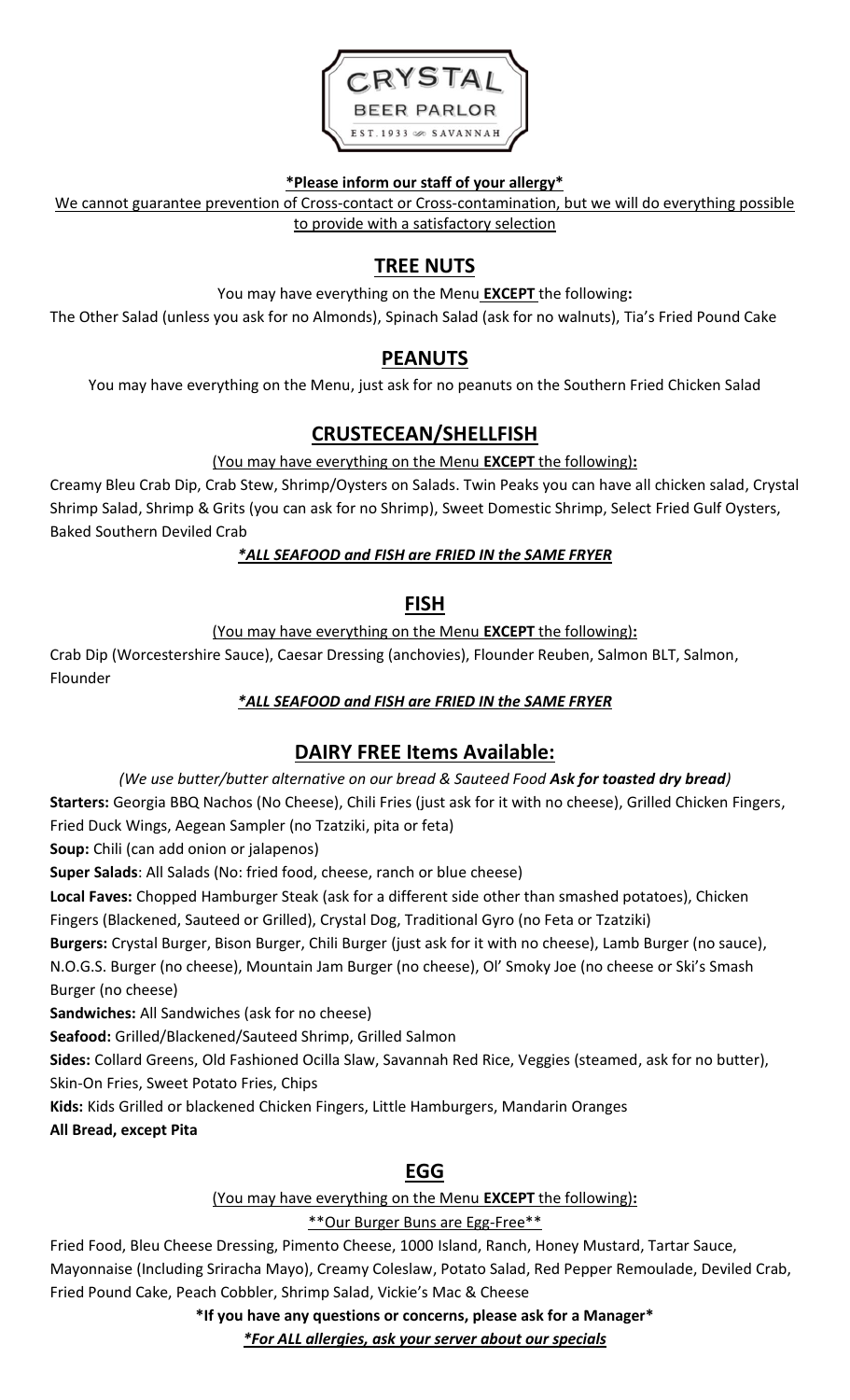**\*Please inform our staff of your allergy\***

We cannot guarantee prevention of Cross-contact or Cross-contamination, but we will do everything possible to provide with a satisfactory selection

## TREE NUTS

You may have everything on the Menu **EXCEPT** the following**:**

The Other Salad (unless you ask for no Almonds), Spinach Salad (ask for no walnuts), Tia's Fried Pound Cake

## PEANUTS

You may have everything on the Menu, just ask for no peanuts on the Southern Fried Chicken Salad

## CRUSTECEAN/SHELLFISH

(You may have everything on the Menu **EXCEPT** the following)**:**

Creamy Bleu Crab Dip, Crab Stew, Shrimp/Oysters on Salads. Twin Peaks you can have all chicken salad, Crystal Shrimp Salad, Shrimp & Grits (you can ask for no Shrimp), Sweet Domestic Shrimp, Select Fried Gulf Oysters, Baked Southern Deviled Crab

***\*ALL SEAFOOD and FISH are FRIED IN the SAME FRYER***

## FISH

(You may have everything on the Menu **EXCEPT** the following)**:**

Crab Dip (Worcestershire Sauce), Caesar Dressing (anchovies), Flounder Reuben, Salmon BLT, Salmon, Flounder

***\*ALL SEAFOOD and FISH are FRIED IN the SAME FRYER***

## DAIRY FREE Items Available:

*(We use butter/butter alternative on our bread & Sauteed Food **Ask for toasted dry bread**)*

**Starters:** Georgia BBQ Nachos (No Cheese), Chili Fries (just ask for it with no cheese), Grilled Chicken Fingers, Fried Duck Wings, Aegean Sampler (no Tzatziki, pita or feta)

**Soup:** Chili (can add onion or jalapenos)

**Super Salads**: All Salads (No: fried food, cheese, ranch or blue cheese)

**Local Faves:** Chopped Hamburger Steak (ask for a different side other than smashed potatoes), Chicken Fingers (Blackened, Sauteed or Grilled), Crystal Dog, Traditional Gyro (no Feta or Tzatziki)

**Burgers:** Crystal Burger, Bison Burger, Chili Burger (just ask for it with no cheese), Lamb Burger (no sauce), N.O.G.S. Burger (no cheese), Mountain Jam Burger (no cheese), Ol' Smoky Joe (no cheese or Ski's Smash Burger (no cheese)

**Sandwiches:** All Sandwiches (ask for no cheese)

**Seafood:** Grilled/Blackened/Sauteed Shrimp, Grilled Salmon

**Sides:** Collard Greens, Old Fashioned Ocilla Slaw, Savannah Red Rice, Veggies (steamed, ask for no butter), Skin-On Fries, Sweet Potato Fries, Chips

**Kids:** Kids Grilled or blackened Chicken Fingers, Little Hamburgers, Mandarin Oranges

**All Bread, except Pita**

## EGG

(You may have everything on the Menu **EXCEPT** the following)**:**

\*\*Our Burger Buns are Egg-Free\*\*

Fried Food, Bleu Cheese Dressing, Pimento Cheese, 1000 Island, Ranch, Honey Mustard, Tartar Sauce, Mayonnaise (Including Sriracha Mayo), Creamy Coleslaw, Potato Salad, Red Pepper Remoulade, Deviled Crab, Fried Pound Cake, Peach Cobbler, Shrimp Salad, Vickie's Mac & Cheese

**\*If you have any questions or concerns, please ask for a Manager\***

***\*For ALL allergies, ask your server about our specials***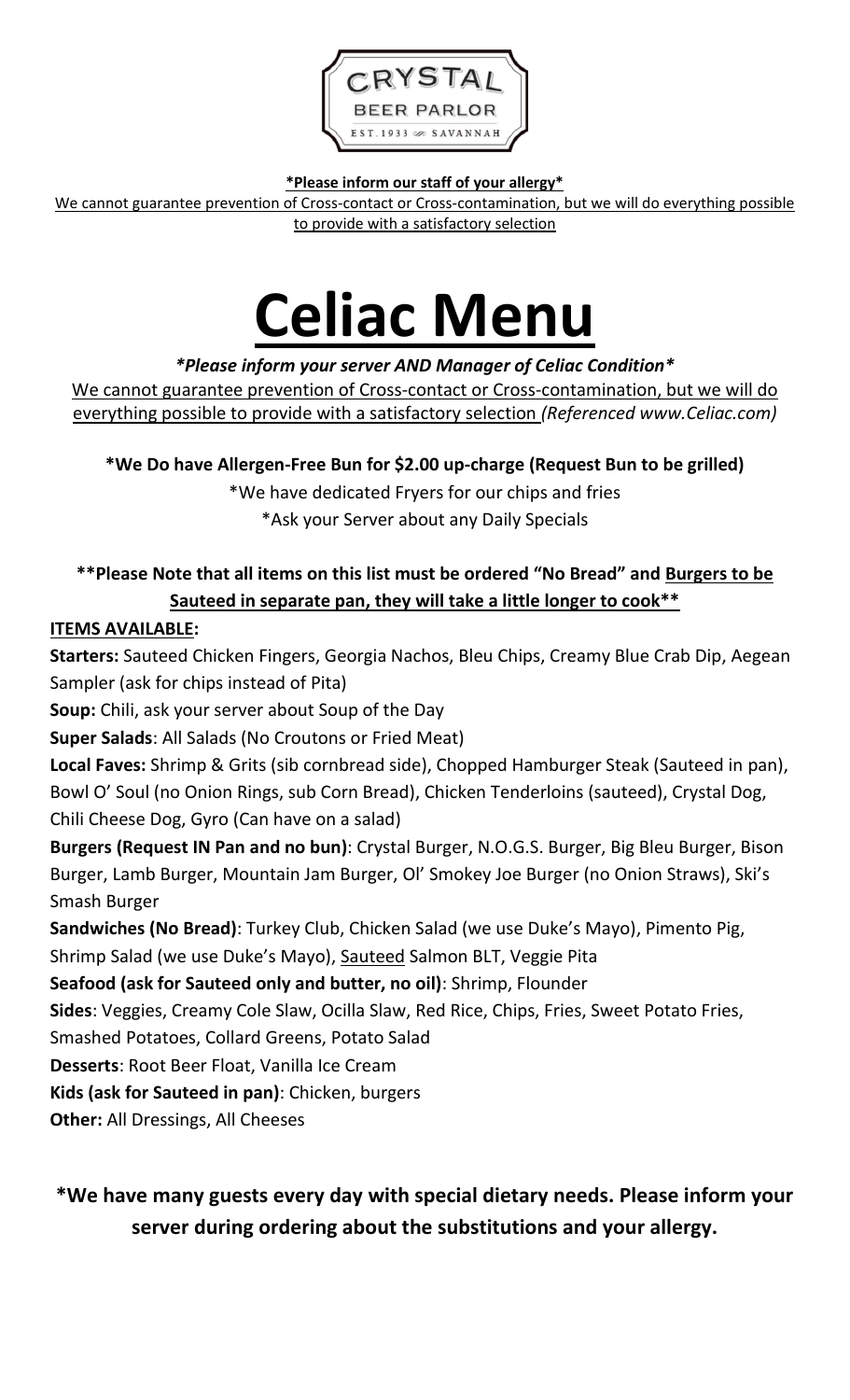CRYSTAL BEER PARLOR EST. 1933 SAVANNAH

**\*Please inform our staff of your allergy\***

We cannot guarantee prevention of Cross-contact or Cross-contamination, but we will do everything possible to provide with a satisfactory selection

# Celiac Menu

***\*Please inform your server AND Manager of Celiac Condition\****

We cannot guarantee prevention of Cross-contact or Cross-contamination, but we will do everything possible to provide with a satisfactory selection *(Referenced www.Celiac.com)*

**\*We Do have Allergen-Free Bun for $2.00 up-charge (Request Bun to be grilled)**

\*We have dedicated Fryers for our chips and fries

\*Ask your Server about any Daily Specials

**\*\*Please Note that all items on this list must be ordered "No Bread" and Burgers to be Sauteed in separate pan, they will take a little longer to cook\*\***

**ITEMS AVAILABLE:**

**Starters:** Sauteed Chicken Fingers, Georgia Nachos, Bleu Chips, Creamy Blue Crab Dip, Aegean Sampler (ask for chips instead of Pita)

**Soup:** Chili, ask your server about Soup of the Day

**Super Salads**: All Salads (No Croutons or Fried Meat)

**Local Faves:** Shrimp & Grits (sib cornbread side), Chopped Hamburger Steak (Sauteed in pan), Bowl O' Soul (no Onion Rings, sub Corn Bread), Chicken Tenderloins (sauteed), Crystal Dog, Chili Cheese Dog, Gyro (Can have on a salad)

**Burgers (Request IN Pan and no bun)**: Crystal Burger, N.O.G.S. Burger, Big Bleu Burger, Bison Burger, Lamb Burger, Mountain Jam Burger, Ol' Smokey Joe Burger (no Onion Straws), Ski's Smash Burger

**Sandwiches (No Bread)**: Turkey Club, Chicken Salad (we use Duke's Mayo), Pimento Pig, Shrimp Salad (we use Duke's Mayo), Sauteed Salmon BLT, Veggie Pita

**Seafood (ask for Sauteed only and butter, no oil)**: Shrimp, Flounder

**Sides**: Veggies, Creamy Cole Slaw, Ocilla Slaw, Red Rice, Chips, Fries, Sweet Potato Fries, Smashed Potatoes, Collard Greens, Potato Salad

**Desserts**: Root Beer Float, Vanilla Ice Cream

**Kids (ask for Sauteed in pan)**: Chicken, burgers

**Other:** All Dressings, All Cheeses

**\*We have many guests every day with special dietary needs. Please inform your server during ordering about the substitutions and your allergy.**